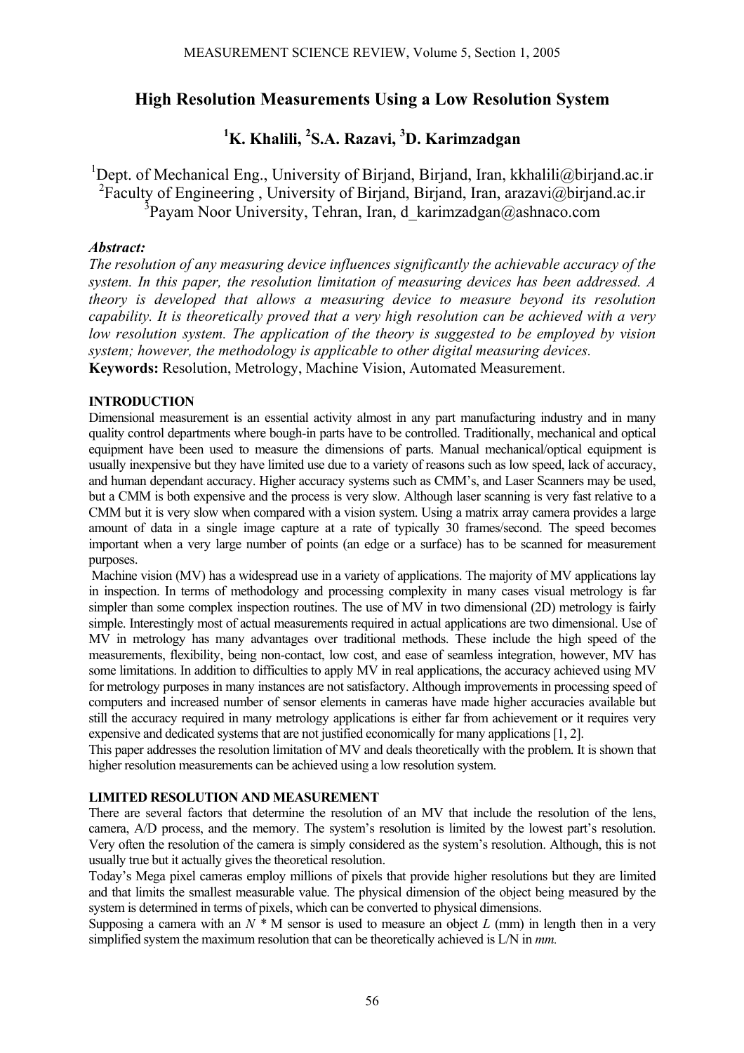# High Resolution Measurements Using a Low Resolution System

## [1]K. Khalili, [2]S.A. Razavi, [3]D. Karimzadgan

[1]Dept. of Mechanical Eng., University of Birjand, Birjand, Iran, kkhalili@birjand.ac.ir
[2]Faculty of Engineering , University of Birjand, Birjand, Iran, arazavi@birjand.ac.ir
[3]Payam Noor University, Tehran, Iran, d_karimzadgan@ashnaco.com

***Abstract:***

*The resolution of any measuring device influences significantly the achievable accuracy of the system. In this paper, the resolution limitation of measuring devices has been addressed. A theory is developed that allows a measuring device to measure beyond its resolution capability. It is theoretically proved that a very high resolution can be achieved with a very low resolution system. The application of the theory is suggested to be employed by vision system; however, the methodology is applicable to other digital measuring devices.*

**Keywords:** Resolution, Metrology, Machine Vision, Automated Measurement.

### INTRODUCTION

Dimensional measurement is an essential activity almost in any part manufacturing industry and in many quality control departments where bough-in parts have to be controlled. Traditionally, mechanical and optical equipment have been used to measure the dimensions of parts. Manual mechanical/optical equipment is usually inexpensive but they have limited use due to a variety of reasons such as low speed, lack of accuracy, and human dependant accuracy. Higher accuracy systems such as CMM's, and Laser Scanners may be used, but a CMM is both expensive and the process is very slow. Although laser scanning is very fast relative to a CMM but it is very slow when compared with a vision system. Using a matrix array camera provides a large amount of data in a single image capture at a rate of typically 30 frames/second. The speed becomes important when a very large number of points (an edge or a surface) has to be scanned for measurement purposes.

Machine vision (MV) has a widespread use in a variety of applications. The majority of MV applications lay in inspection. In terms of methodology and processing complexity in many cases visual metrology is far simpler than some complex inspection routines. The use of MV in two dimensional (2D) metrology is fairly simple. Interestingly most of actual measurements required in actual applications are two dimensional. Use of MV in metrology has many advantages over traditional methods. These include the high speed of the measurements, flexibility, being non-contact, low cost, and ease of seamless integration, however, MV has some limitations. In addition to difficulties to apply MV in real applications, the accuracy achieved using MV for metrology purposes in many instances are not satisfactory. Although improvements in processing speed of computers and increased number of sensor elements in cameras have made higher accuracies available but still the accuracy required in many metrology applications is either far from achievement or it requires very expensive and dedicated systems that are not justified economically for many applications [1, 2].

This paper addresses the resolution limitation of MV and deals theoretically with the problem. It is shown that higher resolution measurements can be achieved using a low resolution system.

### LIMITED RESOLUTION AND MEASUREMENT

There are several factors that determine the resolution of an MV that include the resolution of the lens, camera, A/D process, and the memory. The system's resolution is limited by the lowest part's resolution. Very often the resolution of the camera is simply considered as the system's resolution. Although, this is not usually true but it actually gives the theoretical resolution.

Today's Mega pixel cameras employ millions of pixels that provide higher resolutions but they are limited and that limits the smallest measurable value. The physical dimension of the object being measured by the system is determined in terms of pixels, which can be converted to physical dimensions.

Supposing a camera with an $N$ * M sensor is used to measure an object $L$ (mm) in length then in a very simplified system the maximum resolution that can be theoretically achieved is L/N in *mm.*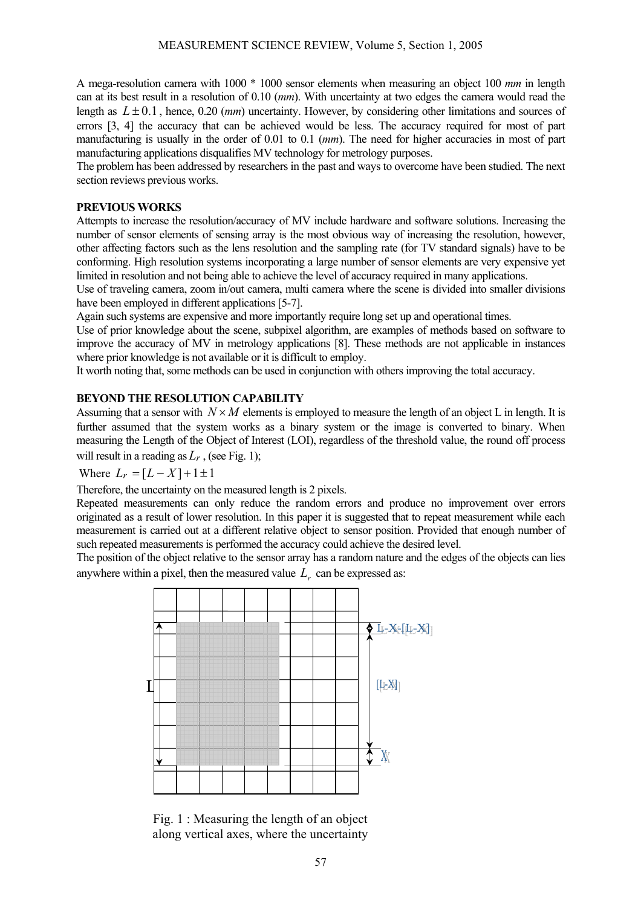A mega-resolution camera with 1000 * 1000 sensor elements when measuring an object 100 *mm* in length can at its best result in a resolution of 0.10 (*mm*). With uncertainty at two edges the camera would read the length as $L \pm 0.1$, hence, 0.20 (*mm*) uncertainty. However, by considering other limitations and sources of errors [3, 4] the accuracy that can be achieved would be less. The accuracy required for most of part manufacturing is usually in the order of 0.01 to 0.1 (*mm*). The need for higher accuracies in most of part manufacturing applications disqualifies MV technology for metrology purposes.

The problem has been addressed by researchers in the past and ways to overcome have been studied. The next section reviews previous works.

## PREVIOUS WORKS

Attempts to increase the resolution/accuracy of MV include hardware and software solutions. Increasing the number of sensor elements of sensing array is the most obvious way of increasing the resolution, however, other affecting factors such as the lens resolution and the sampling rate (for TV standard signals) have to be conforming. High resolution systems incorporating a large number of sensor elements are very expensive yet limited in resolution and not being able to achieve the level of accuracy required in many applications.

Use of traveling camera, zoom in/out camera, multi camera where the scene is divided into smaller divisions have been employed in different applications [5-7].

Again such systems are expensive and more importantly require long set up and operational times.

Use of prior knowledge about the scene, subpixel algorithm, are examples of methods based on software to improve the accuracy of MV in metrology applications [8]. These methods are not applicable in instances where prior knowledge is not available or it is difficult to employ.

It worth noting that, some methods can be used in conjunction with others improving the total accuracy.

## BEYOND THE RESOLUTION CAPABILITY

Assuming that a sensor with $N \times M$ elements is employed to measure the length of an object L in length. It is further assumed that the system works as a binary system or the image is converted to binary. When measuring the Length of the Object of Interest (LOI), regardless of the threshold value, the round off process will result in a reading as $L_r$, (see Fig. 1);

Where $L_r = [L - X] + 1 \pm 1$

Therefore, the uncertainty on the measured length is 2 pixels.

Repeated measurements can only reduce the random errors and produce no improvement over errors originated as a result of lower resolution. In this paper it is suggested that to repeat measurement while each measurement is carried out at a different relative object to sensor position. Provided that enough number of such repeated measurements is performed the accuracy could achieve the desired level.

The position of the object relative to the sensor array has a random nature and the edges of the objects can lies anywhere within a pixel, then the measured value $L_r$ can be expressed as:

Fig. 1 : Measuring the length of an object along vertical axes, where the uncertainty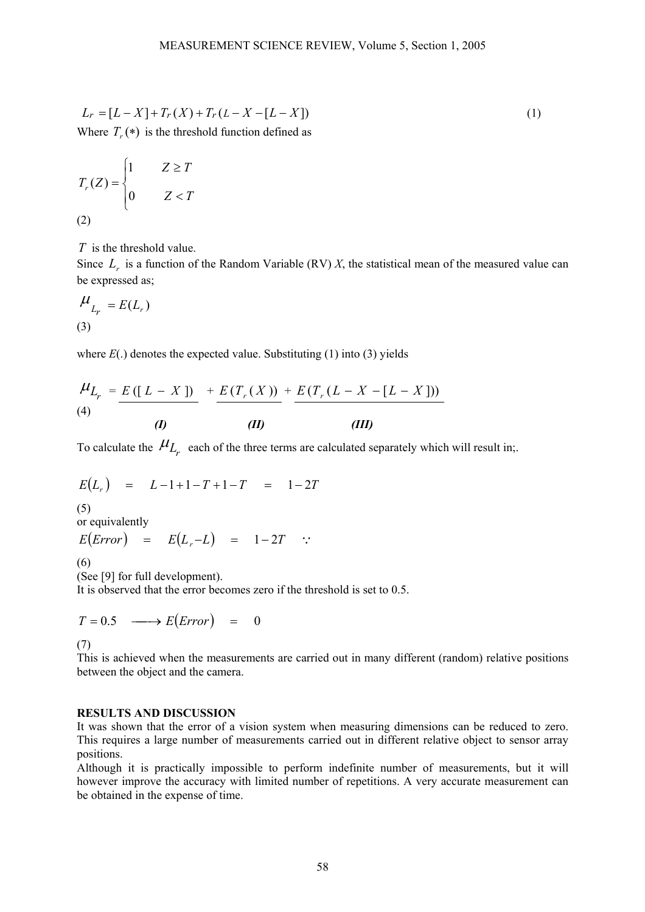$$L_r = [L - X] + T_r(X) + T_r(L - X - [L - X]) \tag{1}$$

Where $T_r(*)$ is the threshold function defined as

$$T_r(Z) = \begin{cases} 1 & Z \geq T \\ 0 & Z < T \end{cases} \tag{2}$$

$T$ is the threshold value.

Since $L_r$ is a function of the Random Variable (RV) *X*, the statistical mean of the measured value can be expressed as;

$$\mu_{L_r} = E(L_r) \tag{3}$$

where *E*(.) denotes the expected value. Substituting (1) into (3) yields

$$\mu_{L_r} = \underbrace{E([L - X])}_{(I)} + \underbrace{E(T_r(X))}_{(II)} + \underbrace{E(T_r(L - X - [L - X]))}_{(III)} \tag{4}$$

To calculate the $\mu_{L_r}$ each of the three terms are calculated separately which will result in;.

$$E(L_r) = L - 1 + 1 - T + 1 - T = 1 - 2T \tag{5}$$

or equivalently

$$E(Error) = E(L_r - L) = 1 - 2T \quad \because \tag{6}$$

(See [9] for full development).

It is observed that the error becomes zero if the threshold is set to 0.5.

$$T = 0.5 \longrightarrow E(Error) = 0 \tag{7}$$

This is achieved when the measurements are carried out in many different (random) relative positions between the object and the camera.

## RESULTS AND DISCUSSION

It was shown that the error of a vision system when measuring dimensions can be reduced to zero. This requires a large number of measurements carried out in different relative object to sensor array positions.

Although it is practically impossible to perform indefinite number of measurements, but it will however improve the accuracy with limited number of repetitions. A very accurate measurement can be obtained in the expense of time.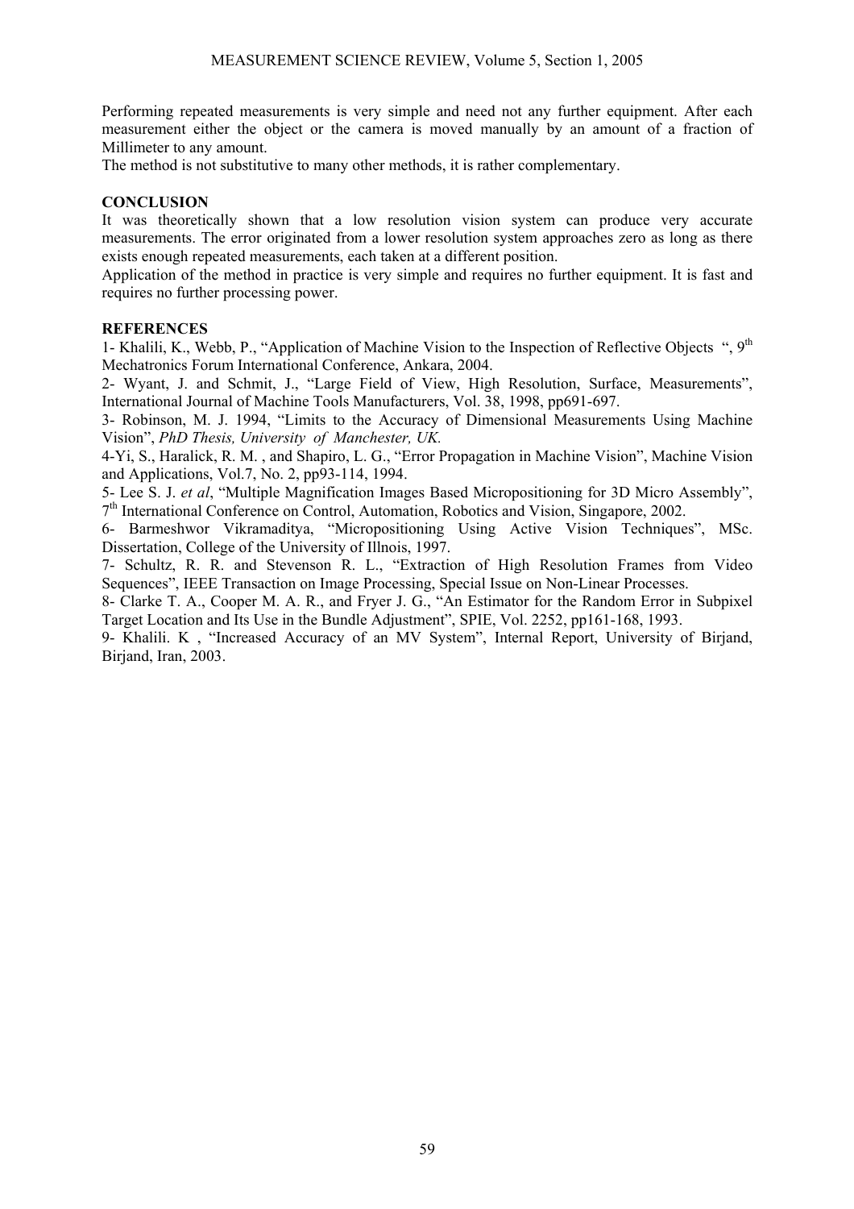Performing repeated measurements is very simple and need not any further equipment. After each measurement either the object or the camera is moved manually by an amount of a fraction of Millimeter to any amount.

The method is not substitutive to many other methods, it is rather complementary.

## CONCLUSION

It was theoretically shown that a low resolution vision system can produce very accurate measurements. The error originated from a lower resolution system approaches zero as long as there exists enough repeated measurements, each taken at a different position.

Application of the method in practice is very simple and requires no further equipment. It is fast and requires no further processing power.

## REFERENCES

1- Khalili, K., Webb, P., "Application of Machine Vision to the Inspection of Reflective Objects ", 9th Mechatronics Forum International Conference, Ankara, 2004.

2- Wyant, J. and Schmit, J., "Large Field of View, High Resolution, Surface, Measurements", International Journal of Machine Tools Manufacturers, Vol. 38, 1998, pp691-697.

3- Robinson, M. J. 1994, "Limits to the Accuracy of Dimensional Measurements Using Machine Vision", *PhD Thesis, University of Manchester, UK.*

4-Yi, S., Haralick, R. M. , and Shapiro, L. G., "Error Propagation in Machine Vision", Machine Vision and Applications, Vol.7, No. 2, pp93-114, 1994.

5- Lee S. J. *et al*, "Multiple Magnification Images Based Micropositioning for 3D Micro Assembly", 7th International Conference on Control, Automation, Robotics and Vision, Singapore, 2002.

6- Barmeshwor Vikramaditya, "Micropositioning Using Active Vision Techniques", MSc. Dissertation, College of the University of Illnois, 1997.

7- Schultz, R. R. and Stevenson R. L., "Extraction of High Resolution Frames from Video Sequences", IEEE Transaction on Image Processing, Special Issue on Non-Linear Processes.

8- Clarke T. A., Cooper M. A. R., and Fryer J. G., "An Estimator for the Random Error in Subpixel Target Location and Its Use in the Bundle Adjustment", SPIE, Vol. 2252, pp161-168, 1993.

9- Khalili. K , "Increased Accuracy of an MV System", Internal Report, University of Birjand, Birjand, Iran, 2003.